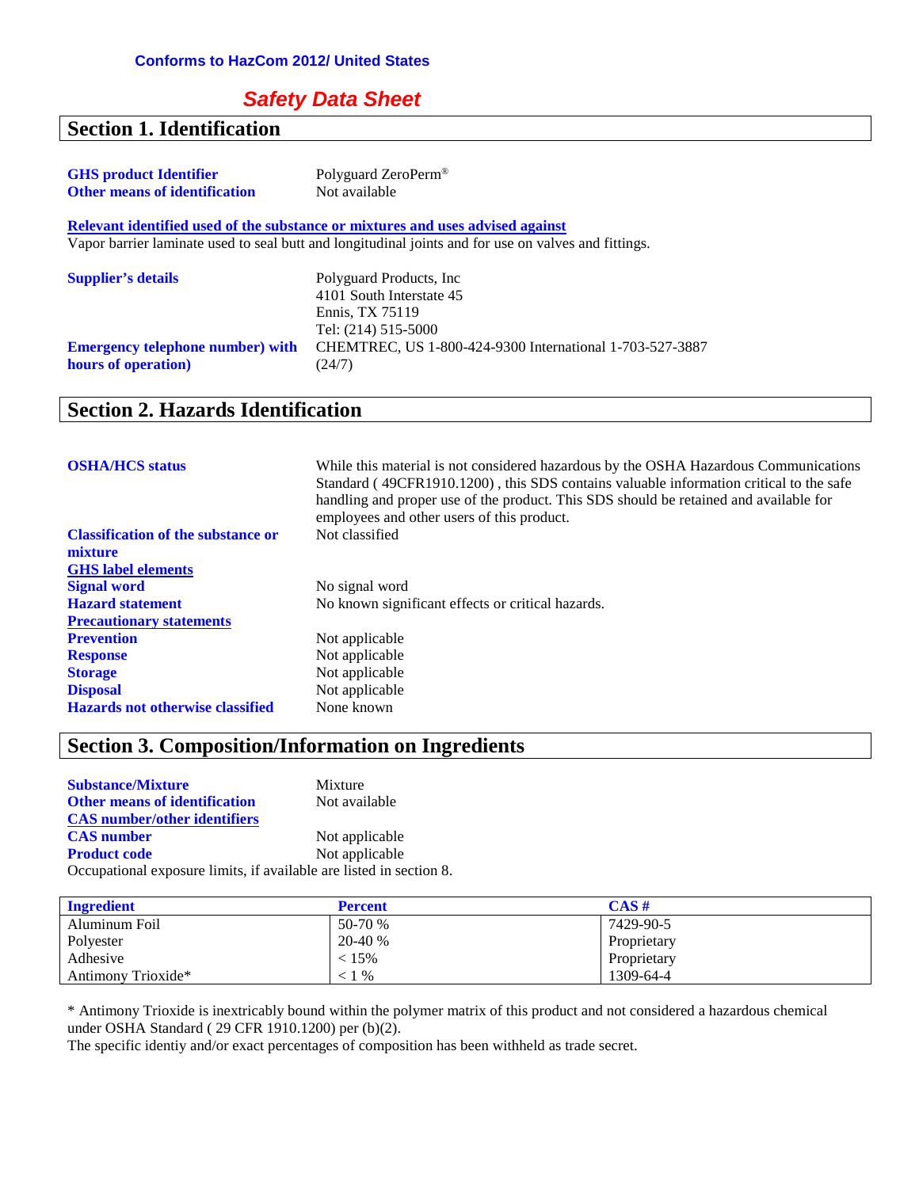**Conforms to HazCom 2012/ United States**

# *Safety Data Sheet*

## Section 1. Identification

| | |
|---|---|
| **GHS product Identifier** | Polyguard ZeroPerm® |
| **Other means of identification** | Not available |

**Relevant identified used of the substance or mixtures and uses advised against**

Vapor barrier laminate used to seal butt and longitudinal joints and for use on valves and fittings.

| | |
|---|---|
| **Supplier's details** | Polyguard Products, Inc<br>4101 South Interstate 45<br>Ennis, TX 75119<br>Tel: (214) 515-5000 |
| **Emergency telephone number) with hours of operation)** | CHEMTREC, US 1-800-424-9300 International 1-703-527-3887 (24/7) |

## Section 2. Hazards Identification

| | |
|---|---|
| **OSHA/HCS status** | While this material is not considered hazardous by the OSHA Hazardous Communications Standard ( 49CFR1910.1200) , this SDS contains valuable information critical to the safe handling and proper use of the product. This SDS should be retained and available for employees and other users of this product. |
| **Classification of the substance or mixture** | Not classified |
| **GHS label elements** | |
| **Signal word** | No signal word |
| **Hazard statement** | No known significant effects or critical hazards. |
| **Precautionary statements** | |
| **Prevention** | Not applicable |
| **Response** | Not applicable |
| **Storage** | Not applicable |
| **Disposal** | Not applicable |
| **Hazards not otherwise classified** | None known |

## Section 3. Composition/Information on Ingredients

| | |
|---|---|
| **Substance/Mixture** | Mixture |
| **Other means of identification** | Not available |
| **CAS number/other identifiers** | |
| **CAS number** | Not applicable |
| **Product code** | Not applicable |

Occupational exposure limits, if available are listed in section 8.

| Ingredient | Percent | CAS # |
|---|---|---|
| Aluminum Foil | 50-70 % | 7429-90-5 |
| Polyester | 20-40 % | Proprietary |
| Adhesive | < 15% | Proprietary |
| Antimony Trioxide* | < 1 % | 1309-64-4 |

* Antimony Trioxide is inextricably bound within the polymer matrix of this product and not considered a hazardous chemical under OSHA Standard ( 29 CFR 1910.1200) per (b)(2).

The specific identiy and/or exact percentages of composition has been withheld as trade secret.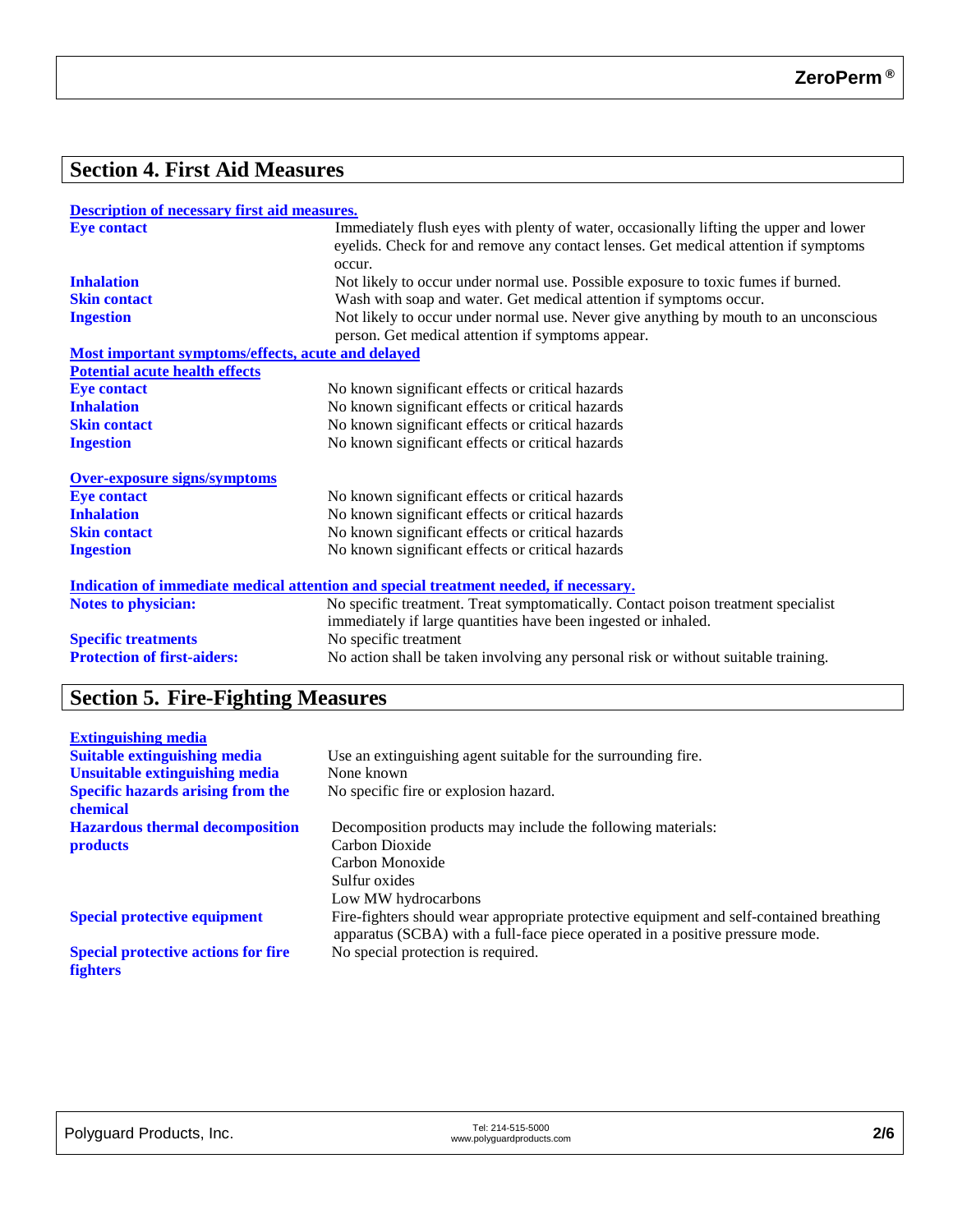## Section 4. First Aid Measures

**Description of necessary first aid measures.**

| | |
|---|---|
| **Eye contact** | Immediately flush eyes with plenty of water, occasionally lifting the upper and lower eyelids. Check for and remove any contact lenses. Get medical attention if symptoms occur. |
| **Inhalation** | Not likely to occur under normal use. Possible exposure to toxic fumes if burned. |
| **Skin contact** | Wash with soap and water. Get medical attention if symptoms occur. |
| **Ingestion** | Not likely to occur under normal use. Never give anything by mouth to an unconscious person. Get medical attention if symptoms appear. |

**Most important symptoms/effects, acute and delayed**

**Potential acute health effects**

| | |
|---|---|
| **Eye contact** | No known significant effects or critical hazards |
| **Inhalation** | No known significant effects or critical hazards |
| **Skin contact** | No known significant effects or critical hazards |
| **Ingestion** | No known significant effects or critical hazards |

**Over-exposure signs/symptoms**

| | |
|---|---|
| **Eye contact** | No known significant effects or critical hazards |
| **Inhalation** | No known significant effects or critical hazards |
| **Skin contact** | No known significant effects or critical hazards |
| **Ingestion** | No known significant effects or critical hazards |

**Indication of immediate medical attention and special treatment needed, if necessary.**

| | |
|---|---|
| **Notes to physician:** | No specific treatment. Treat symptomatically. Contact poison treatment specialist immediately if large quantities have been ingested or inhaled. |
| **Specific treatments** | No specific treatment |
| **Protection of first-aiders:** | No action shall be taken involving any personal risk or without suitable training. |

## Section 5. Fire-Fighting Measures

**Extinguishing media**

| | |
|---|---|
| **Suitable extinguishing media** | Use an extinguishing agent suitable for the surrounding fire. |
| **Unsuitable extinguishing media** | None known |
| **Specific hazards arising from the chemical** | No specific fire or explosion hazard. |
| **Hazardous thermal decomposition products** | Decomposition products may include the following materials:<br>Carbon Dioxide<br>Carbon Monoxide<br>Sulfur oxides<br>Low MW hydrocarbons |
| **Special protective equipment** | Fire-fighters should wear appropriate protective equipment and self-contained breathing apparatus (SCBA) with a full-face piece operated in a positive pressure mode. |
| **Special protective actions for fire fighters** | No special protection is required. |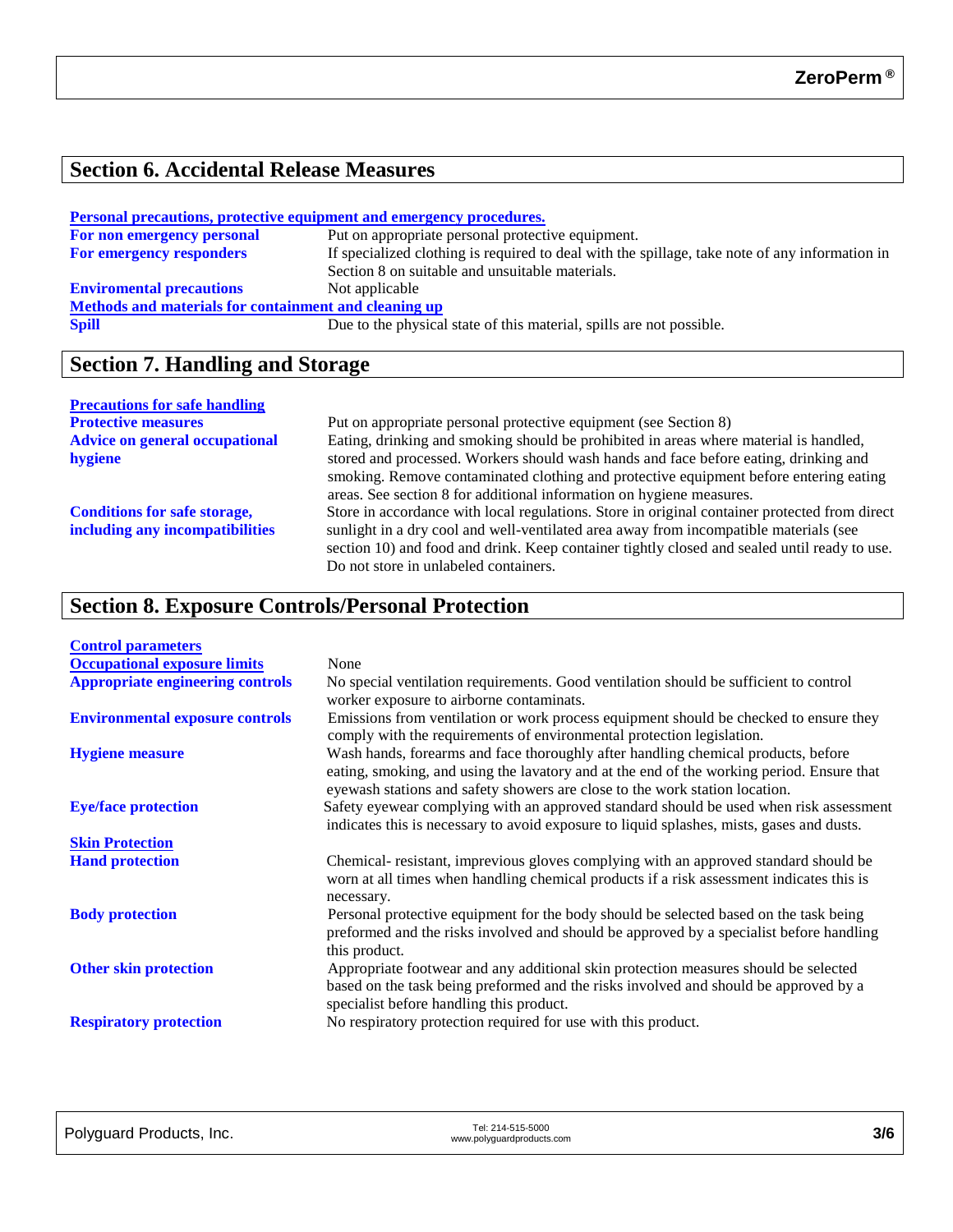## Section 6. Accidental Release Measures

**Personal precautions, protective equipment and emergency procedures.**

| | |
|---|---|
| **For non emergency personal** | Put on appropriate personal protective equipment. |
| **For emergency responders** | If specialized clothing is required to deal with the spillage, take note of any information in Section 8 on suitable and unsuitable materials. |
| **Enviromental precautions** | Not applicable |

**Methods and materials for containment and cleaning up**

| | |
|---|---|
| **Spill** | Due to the physical state of this material, spills are not possible. |

## Section 7. Handling and Storage

**Precautions for safe handling**

| | |
|---|---|
| **Protective measures** | Put on appropriate personal protective equipment (see Section 8) |
| **Advice on general occupational hygiene** | Eating, drinking and smoking should be prohibited in areas where material is handled, stored and processed. Workers should wash hands and face before eating, drinking and smoking. Remove contaminated clothing and protective equipment before entering eating areas. See section 8 for additional information on hygiene measures. |
| **Conditions for safe storage, including any incompatibilities** | Store in accordance with local regulations. Store in original container protected from direct sunlight in a dry cool and well-ventilated area away from incompatible materials (see section 10) and food and drink. Keep container tightly closed and sealed until ready to use. Do not store in unlabeled containers. |

## Section 8. Exposure Controls/Personal Protection

**Control parameters**

| | |
|---|---|
| **Occupational exposure limits** | None |
| **Appropriate engineering controls** | No special ventilation requirements. Good ventilation should be sufficient to control worker exposure to airborne contaminats. |
| **Environmental exposure controls** | Emissions from ventilation or work process equipment should be checked to ensure they comply with the requirements of environmental protection legislation. |
| **Hygiene measure** | Wash hands, forearms and face thoroughly after handling chemical products, before eating, smoking, and using the lavatory and at the end of the working period. Ensure that eyewash stations and safety showers are close to the work station location. |
| **Eye/face protection** | Safety eyewear complying with an approved standard should be used when risk assessment indicates this is necessary to avoid exposure to liquid splashes, mists, gases and dusts. |

**Skin Protection**

| | |
|---|---|
| **Hand protection** | Chemical- resistant, impervious gloves complying with an approved standard should be worn at all times when handling chemical products if a risk assessment indicates this is necessary. |
| **Body protection** | Personal protective equipment for the body should be selected based on the task being preformed and the risks involved and should be approved by a specialist before handling this product. |
| **Other skin protection** | Appropriate footwear and any additional skin protection measures should be selected based on the task being preformed and the risks involved and should be approved by a specialist before handling this product. |
| **Respiratory protection** | No respiratory protection required for use with this product. |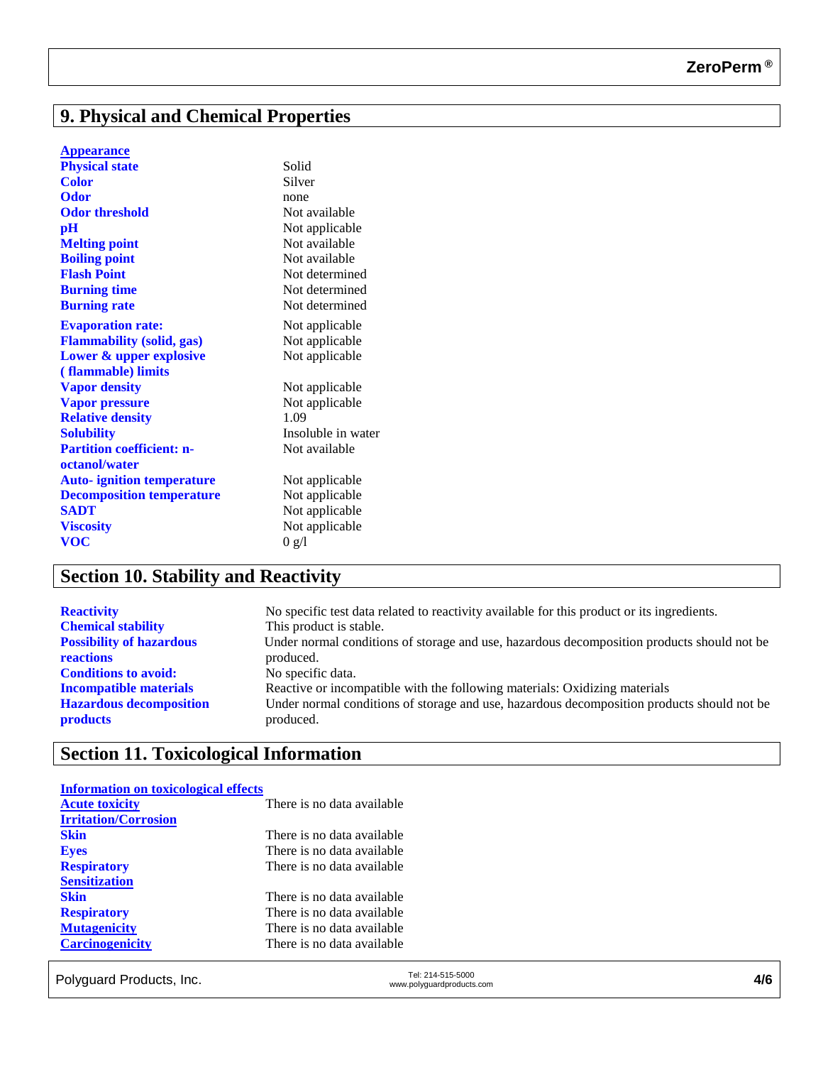## 9. Physical and Chemical Properties

| Appearance | |
|---|---|
| **Physical state** | Solid |
| **Color** | Silver |
| **Odor** | none |
| **Odor threshold** | Not available |
| **pH** | Not applicable |
| **Melting point** | Not available |
| **Boiling point** | Not available |
| **Flash Point** | Not determined |
| **Burning time** | Not determined |
| **Burning rate** | Not determined |
| **Evaporation rate:** | Not applicable |
| **Flammability (solid, gas)** | Not applicable |
| **Lower & upper explosive ( flammable) limits** | Not applicable |
| **Vapor density** | Not applicable |
| **Vapor pressure** | Not applicable |
| **Relative density** | 1.09 |
| **Solubility** | Insoluble in water |
| **Partition coefficient: n-octanol/water** | Not available |
| **Auto- ignition temperature** | Not applicable |
| **Decomposition temperature** | Not applicable |
| **SADT** | Not applicable |
| **Viscosity** | Not applicable |
| **VOC** | 0 g/l |

## Section 10. Stability and Reactivity

| | |
|---|---|
| **Reactivity** | No specific test data related to reactivity available for this product or its ingredients. |
| **Chemical stability** | This product is stable. |
| **Possibility of hazardous reactions** | Under normal conditions of storage and use, hazardous decomposition products should not be produced. |
| **Conditions to avoid:** | No specific data. |
| **Incompatible materials** | Reactive or incompatible with the following materials: Oxidizing materials |
| **Hazardous decomposition products** | Under normal conditions of storage and use, hazardous decomposition products should not be produced. |

## Section 11. Toxicological Information

| Information on toxicological effects | |
|---|---|
| **Acute toxicity** | There is no data available |
| **Irritation/Corrosion** | |
| **Skin** | There is no data available |
| **Eyes** | There is no data available |
| **Respiratory** | There is no data available |
| **Sensitization** | |
| **Skin** | There is no data available |
| **Respiratory** | There is no data available |
| **Mutagenicity** | There is no data available |
| **Carcinogenicity** | There is no data available |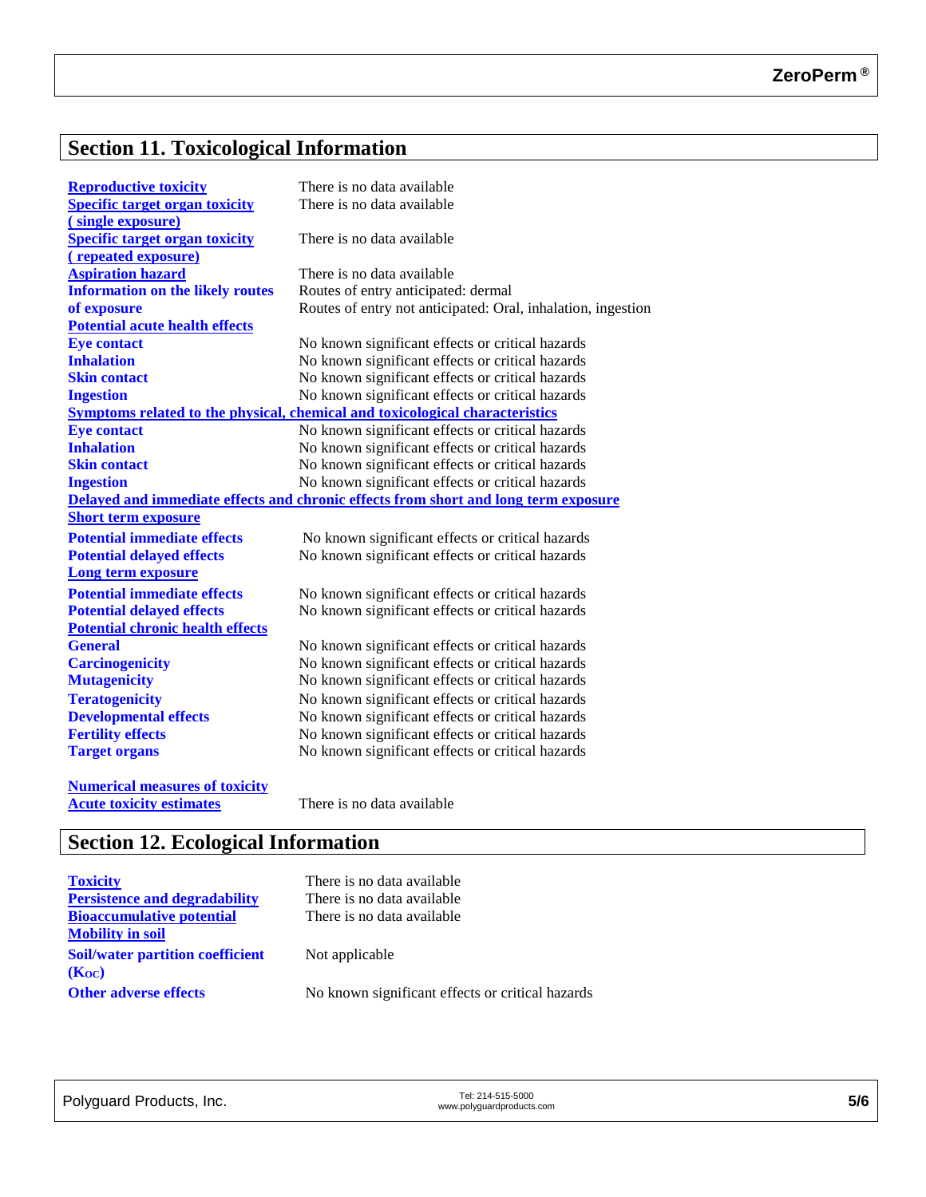## Section 11. Toxicological Information

| | |
|---|---|
| **Reproductive toxicity** | There is no data available |
| **Specific target organ toxicity ( single exposure)** | There is no data available |
| **Specific target organ toxicity ( repeated exposure)** | There is no data available |
| **Aspiration hazard** | There is no data available |
| **Information on the likely routes of exposure** | Routes of entry anticipated: dermal<br>Routes of entry not anticipated: Oral, inhalation, ingestion |
| **Potential acute health effects** | |
| **Eye contact** | No known significant effects or critical hazards |
| **Inhalation** | No known significant effects or critical hazards |
| **Skin contact** | No known significant effects or critical hazards |
| **Ingestion** | No known significant effects or critical hazards |
| **Symptoms related to the physical, chemical and toxicological characteristics** | |
| **Eye contact** | No known significant effects or critical hazards |
| **Inhalation** | No known significant effects or critical hazards |
| **Skin contact** | No known significant effects or critical hazards |
| **Ingestion** | No known significant effects or critical hazards |
| **Delayed and immediate effects and chronic effects from short and long term exposure** | |
| **Short term exposure** | |
| **Potential immediate effects** | No known significant effects or critical hazards |
| **Potential delayed effects** | No known significant effects or critical hazards |
| **Long term exposure** | |
| **Potential immediate effects** | No known significant effects or critical hazards |
| **Potential delayed effects** | No known significant effects or critical hazards |
| **Potential chronic health effects** | |
| **General** | No known significant effects or critical hazards |
| **Carcinogenicity** | No known significant effects or critical hazards |
| **Mutagenicity** | No known significant effects or critical hazards |
| **Teratogenicity** | No known significant effects or critical hazards |
| **Developmental effects** | No known significant effects or critical hazards |
| **Fertility effects** | No known significant effects or critical hazards |
| **Target organs** | No known significant effects or critical hazards |
| **Numerical measures of toxicity** | |
| **Acute toxicity estimates** | There is no data available |

## Section 12. Ecological Information

| | |
|---|---|
| **Toxicity** | There is no data available |
| **Persistence and degradability** | There is no data available |
| **Bioaccumulative potential** | There is no data available |
| **Mobility in soil** | |
| **Soil/water partition coefficient ($K_{OC}$)** | Not applicable |
| **Other adverse effects** | No known significant effects or critical hazards |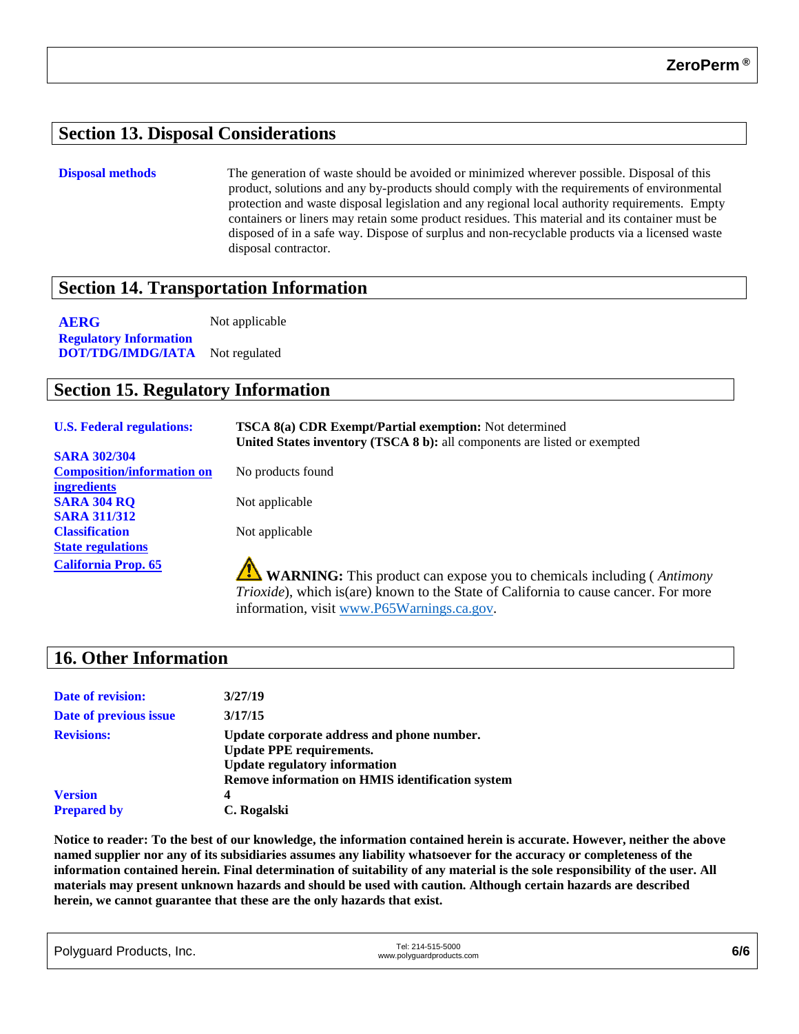## Section 13. Disposal Considerations

**Disposal methods** The generation of waste should be avoided or minimized wherever possible. Disposal of this product, solutions and any by-products should comply with the requirements of environmental protection and waste disposal legislation and any regional local authority requirements. Empty containers or liners may retain some product residues. This material and its container must be disposed of in a safe way. Dispose of surplus and non-recyclable products via a licensed waste disposal contractor.

## Section 14. Transportation Information

**AERG** Not applicable

**Regulatory Information**

**DOT/TDG/IMDG/IATA** Not regulated

## Section 15. Regulatory Information

**U.S. Federal regulations:**

**TSCA 8(a) CDR Exempt/Partial exemption:** Not determined

**United States inventory (TSCA 8 b):** all components are listed or exempted

**SARA 302/304**

**Composition/information on ingredients** No products found

**SARA 304 RQ** Not applicable

**SARA 311/312**

**Classification** Not applicable

**State regulations**

**California Prop. 65**

⚠ **WARNING:** This product can expose you to chemicals including ( *Antimony Trioxide*), which is(are) known to the State of California to cause cancer. For more information, visit www.P65Warnings.ca.gov.

## 16. Other Information

| | |
|---|---|
| **Date of revision:** | **3/27/19** |
| **Date of previous issue** | **3/17/15** |
| **Revisions:** | **Update corporate address and phone number.**<br>**Update PPE requirements.**<br>**Update regulatory information**<br>**Remove information on HMIS identification system** |
| **Version** | **4** |
| **Prepared by** | **C. Rogalski** |

**Notice to reader: To the best of our knowledge, the information contained herein is accurate. However, neither the above named supplier nor any of its subsidiaries assumes any liability whatsoever for the accuracy or completeness of the information contained herein. Final determination of suitability of any material is the sole responsibility of the user. All materials may present unknown hazards and should be used with caution. Although certain hazards are described herein, we cannot guarantee that these are the only hazards that exist.**